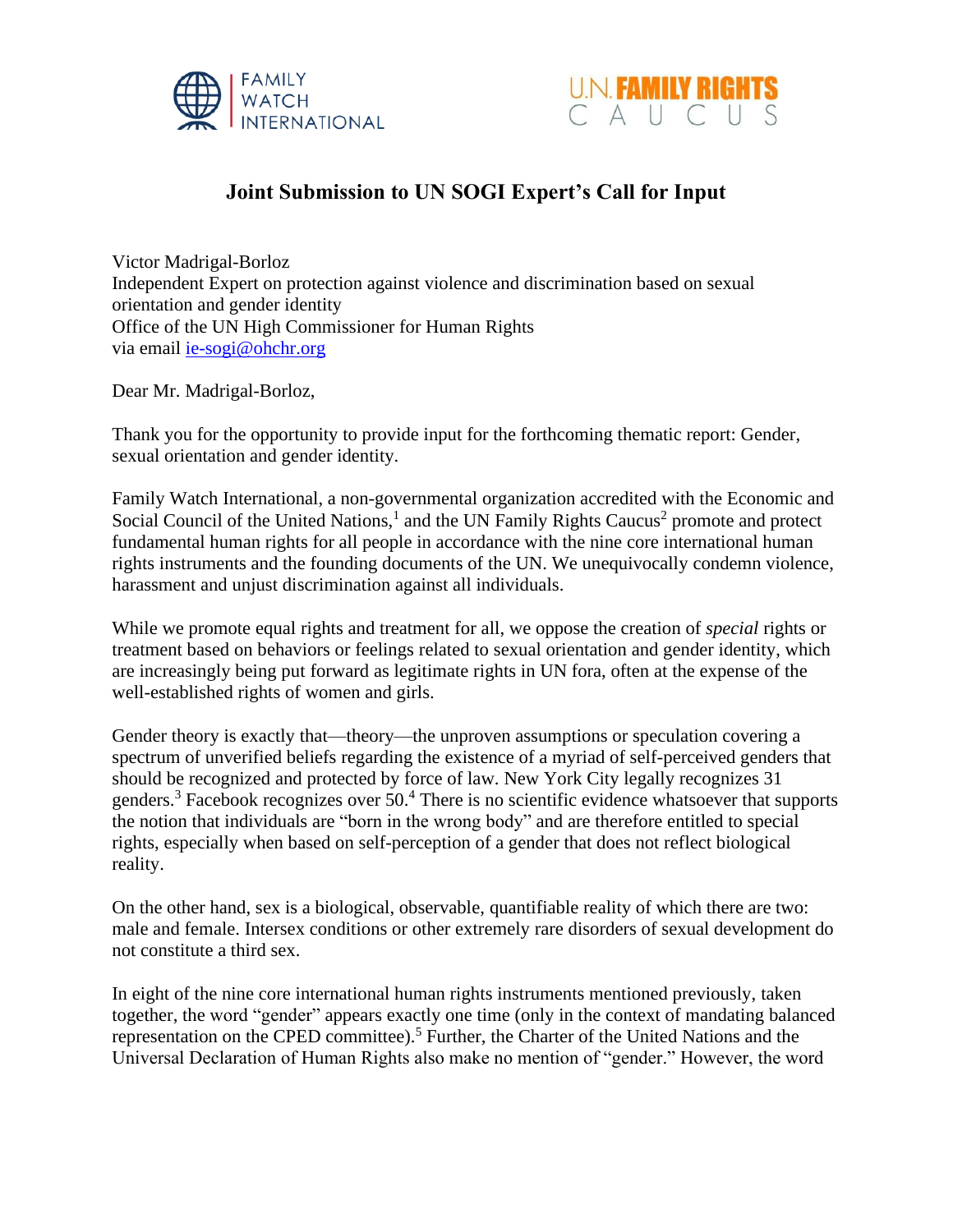FAMILY WATCH INTERNATIONAL

U.N. FAMILY RIGHTS CAUCUS

# Joint Submission to UN SOGI Expert's Call for Input

Victor Madrigal-Borloz
Independent Expert on protection against violence and discrimination based on sexual orientation and gender identity
Office of the UN High Commissioner for Human Rights
via email ie-sogi@ohchr.org

Dear Mr. Madrigal-Borloz,

Thank you for the opportunity to provide input for the forthcoming thematic report: Gender, sexual orientation and gender identity.

Family Watch International, a non-governmental organization accredited with the Economic and Social Council of the United Nations,[1] and the UN Family Rights Caucus[2] promote and protect fundamental human rights for all people in accordance with the nine core international human rights instruments and the founding documents of the UN. We unequivocally condemn violence, harassment and unjust discrimination against all individuals.

While we promote equal rights and treatment for all, we oppose the creation of *special* rights or treatment based on behaviors or feelings related to sexual orientation and gender identity, which are increasingly being put forward as legitimate rights in UN fora, often at the expense of the well-established rights of women and girls.

Gender theory is exactly that—theory—the unproven assumptions or speculation covering a spectrum of unverified beliefs regarding the existence of a myriad of self-perceived genders that should be recognized and protected by force of law. New York City legally recognizes 31 genders.[3] Facebook recognizes over 50.[4] There is no scientific evidence whatsoever that supports the notion that individuals are "born in the wrong body" and are therefore entitled to special rights, especially when based on self-perception of a gender that does not reflect biological reality.

On the other hand, sex is a biological, observable, quantifiable reality of which there are two: male and female. Intersex conditions or other extremely rare disorders of sexual development do not constitute a third sex.

In eight of the nine core international human rights instruments mentioned previously, taken together, the word "gender" appears exactly one time (only in the context of mandating balanced representation on the CPED committee).[5] Further, the Charter of the United Nations and the Universal Declaration of Human Rights also make no mention of "gender." However, the word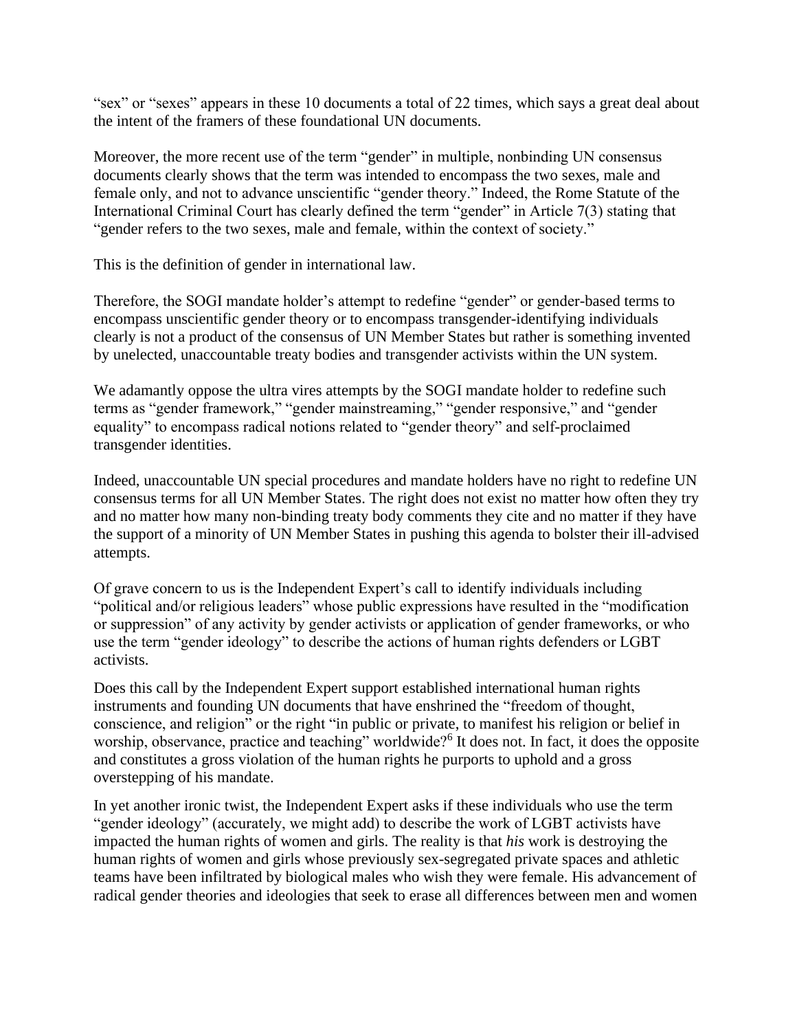"sex" or "sexes" appears in these 10 documents a total of 22 times, which says a great deal about the intent of the framers of these foundational UN documents.

Moreover, the more recent use of the term "gender" in multiple, nonbinding UN consensus documents clearly shows that the term was intended to encompass the two sexes, male and female only, and not to advance unscientific "gender theory." Indeed, the Rome Statute of the International Criminal Court has clearly defined the term "gender" in Article 7(3) stating that "gender refers to the two sexes, male and female, within the context of society."

This is the definition of gender in international law.

Therefore, the SOGI mandate holder's attempt to redefine "gender" or gender-based terms to encompass unscientific gender theory or to encompass transgender-identifying individuals clearly is not a product of the consensus of UN Member States but rather is something invented by unelected, unaccountable treaty bodies and transgender activists within the UN system.

We adamantly oppose the ultra vires attempts by the SOGI mandate holder to redefine such terms as "gender framework," "gender mainstreaming," "gender responsive," and "gender equality" to encompass radical notions related to "gender theory" and self-proclaimed transgender identities.

Indeed, unaccountable UN special procedures and mandate holders have no right to redefine UN consensus terms for all UN Member States. The right does not exist no matter how often they try and no matter how many non-binding treaty body comments they cite and no matter if they have the support of a minority of UN Member States in pushing this agenda to bolster their ill-advised attempts.

Of grave concern to us is the Independent Expert's call to identify individuals including "political and/or religious leaders" whose public expressions have resulted in the "modification or suppression" of any activity by gender activists or application of gender frameworks, or who use the term "gender ideology" to describe the actions of human rights defenders or LGBT activists.

Does this call by the Independent Expert support established international human rights instruments and founding UN documents that have enshrined the "freedom of thought, conscience, and religion" or the right "in public or private, to manifest his religion or belief in worship, observance, practice and teaching" worldwide?[6] It does not. In fact, it does the opposite and constitutes a gross violation of the human rights he purports to uphold and a gross overstepping of his mandate.

In yet another ironic twist, the Independent Expert asks if these individuals who use the term "gender ideology" (accurately, we might add) to describe the work of LGBT activists have impacted the human rights of women and girls. The reality is that *his* work is destroying the human rights of women and girls whose previously sex-segregated private spaces and athletic teams have been infiltrated by biological males who wish they were female. His advancement of radical gender theories and ideologies that seek to erase all differences between men and women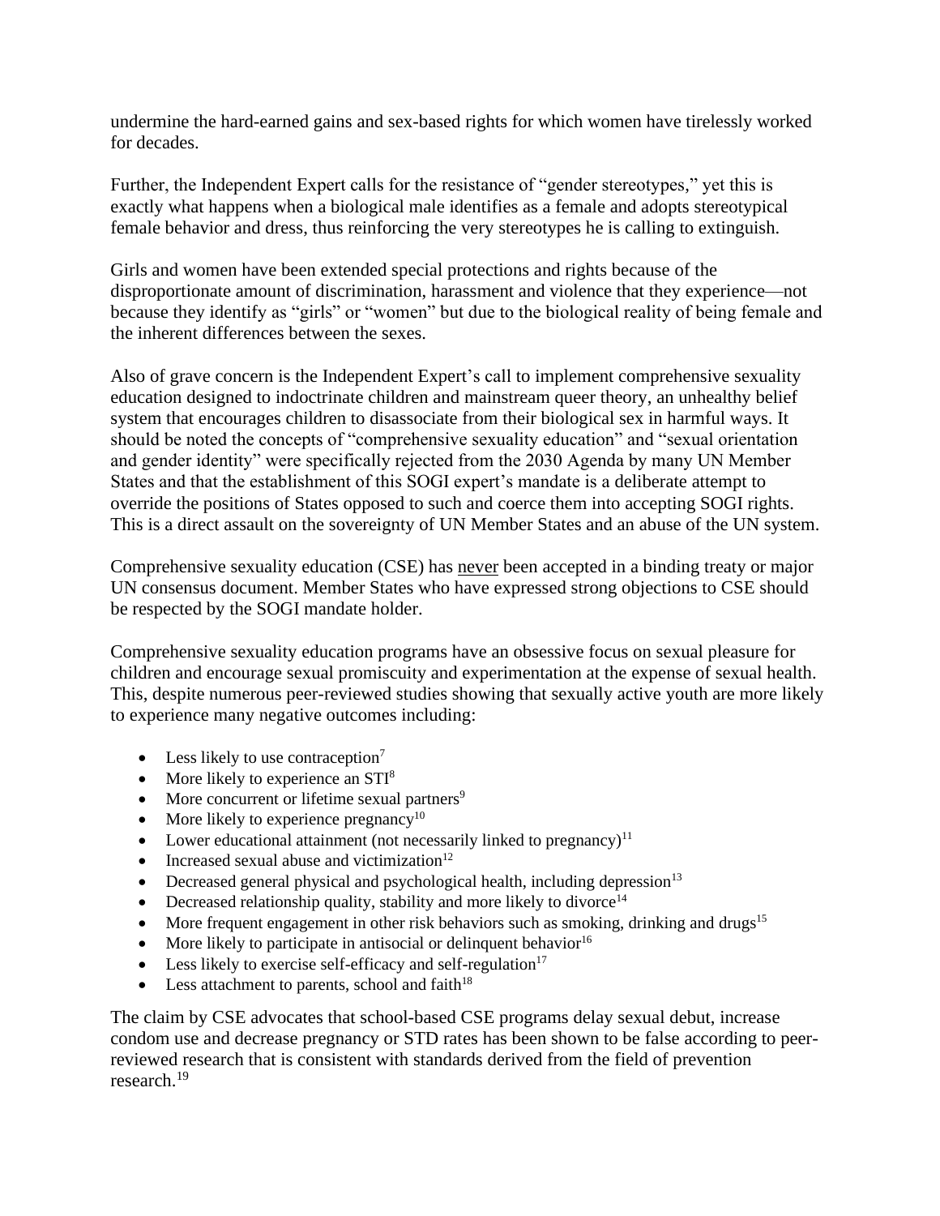undermine the hard-earned gains and sex-based rights for which women have tirelessly worked for decades.

Further, the Independent Expert calls for the resistance of "gender stereotypes," yet this is exactly what happens when a biological male identifies as a female and adopts stereotypical female behavior and dress, thus reinforcing the very stereotypes he is calling to extinguish.

Girls and women have been extended special protections and rights because of the disproportionate amount of discrimination, harassment and violence that they experience—not because they identify as "girls" or "women" but due to the biological reality of being female and the inherent differences between the sexes.

Also of grave concern is the Independent Expert's call to implement comprehensive sexuality education designed to indoctrinate children and mainstream queer theory, an unhealthy belief system that encourages children to disassociate from their biological sex in harmful ways. It should be noted the concepts of "comprehensive sexuality education" and "sexual orientation and gender identity" were specifically rejected from the 2030 Agenda by many UN Member States and that the establishment of this SOGI expert's mandate is a deliberate attempt to override the positions of States opposed to such and coerce them into accepting SOGI rights. This is a direct assault on the sovereignty of UN Member States and an abuse of the UN system.

Comprehensive sexuality education (CSE) has <u>never</u> been accepted in a binding treaty or major UN consensus document. Member States who have expressed strong objections to CSE should be respected by the SOGI mandate holder.

Comprehensive sexuality education programs have an obsessive focus on sexual pleasure for children and encourage sexual promiscuity and experimentation at the expense of sexual health. This, despite numerous peer-reviewed studies showing that sexually active youth are more likely to experience many negative outcomes including:

- Less likely to use contraception[7]
- More likely to experience an STI[8]
- More concurrent or lifetime sexual partners[9]
- More likely to experience pregnancy[10]
- Lower educational attainment (not necessarily linked to pregnancy)[11]
- Increased sexual abuse and victimization[12]
- Decreased general physical and psychological health, including depression[13]
- Decreased relationship quality, stability and more likely to divorce[14]
- More frequent engagement in other risk behaviors such as smoking, drinking and drugs[15]
- More likely to participate in antisocial or delinquent behavior[16]
- Less likely to exercise self-efficacy and self-regulation[17]
- Less attachment to parents, school and faith[18]

The claim by CSE advocates that school-based CSE programs delay sexual debut, increase condom use and decrease pregnancy or STD rates has been shown to be false according to peer-reviewed research that is consistent with standards derived from the field of prevention research.[19]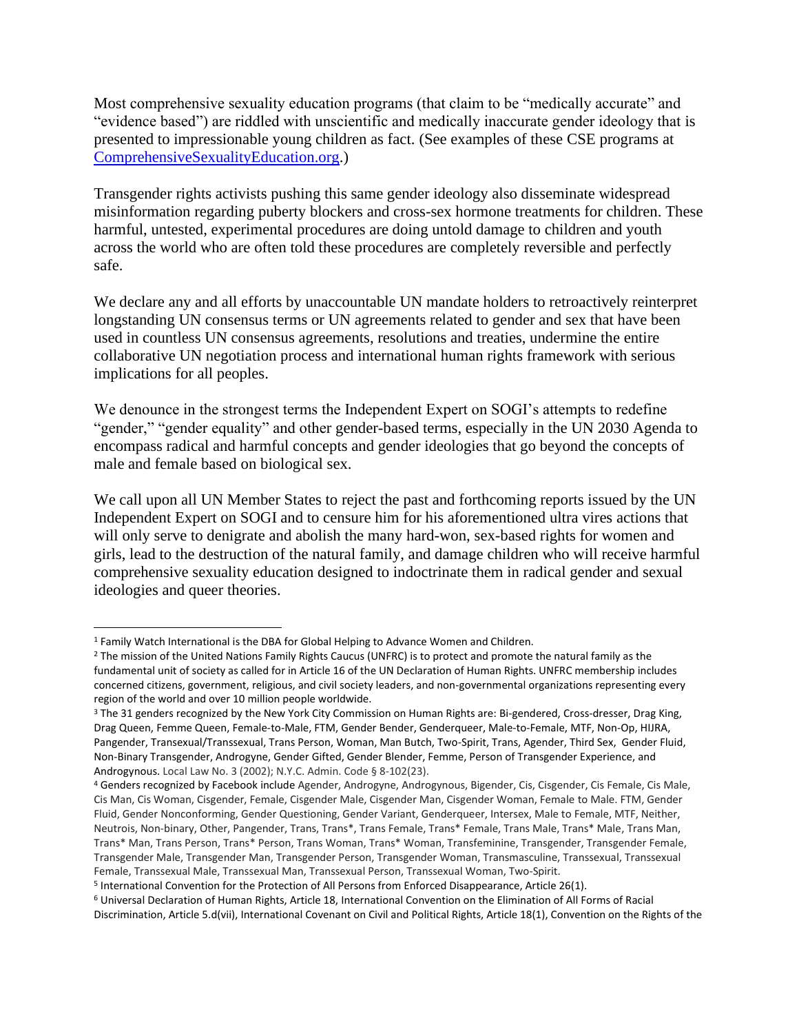Most comprehensive sexuality education programs (that claim to be "medically accurate" and "evidence based") are riddled with unscientific and medically inaccurate gender ideology that is presented to impressionable young children as fact. (See examples of these CSE programs at [ComprehensiveSexualityEducation.org](http://ComprehensiveSexualityEducation.org).)

Transgender rights activists pushing this same gender ideology also disseminate widespread misinformation regarding puberty blockers and cross-sex hormone treatments for children. These harmful, untested, experimental procedures are doing untold damage to children and youth across the world who are often told these procedures are completely reversible and perfectly safe.

We declare any and all efforts by unaccountable UN mandate holders to retroactively reinterpret longstanding UN consensus terms or UN agreements related to gender and sex that have been used in countless UN consensus agreements, resolutions and treaties, undermine the entire collaborative UN negotiation process and international human rights framework with serious implications for all peoples.

We denounce in the strongest terms the Independent Expert on SOGI's attempts to redefine "gender," "gender equality" and other gender-based terms, especially in the UN 2030 Agenda to encompass radical and harmful concepts and gender ideologies that go beyond the concepts of male and female based on biological sex.

We call upon all UN Member States to reject the past and forthcoming reports issued by the UN Independent Expert on SOGI and to censure him for his aforementioned ultra vires actions that will only serve to denigrate and abolish the many hard-won, sex-based rights for women and girls, lead to the destruction of the natural family, and damage children who will receive harmful comprehensive sexuality education designed to indoctrinate them in radical gender and sexual ideologies and queer theories.

---

[1] Family Watch International is the DBA for Global Helping to Advance Women and Children.

[2] The mission of the United Nations Family Rights Caucus (UNFRC) is to protect and promote the natural family as the fundamental unit of society as called for in Article 16 of the UN Declaration of Human Rights. UNFRC membership includes concerned citizens, government, religious, and civil society leaders, and non-governmental organizations representing every region of the world and over 10 million people worldwide.

[3] The 31 genders recognized by the New York City Commission on Human Rights are: Bi-gendered, Cross-dresser, Drag King, Drag Queen, Femme Queen, Female-to-Male, FTM, Gender Bender, Genderqueer, Male-to-Female, MTF, Non-Op, HIJRA, Pangender, Transexual/Transsexual, Trans Person, Woman, Man Butch, Two-Spirit, Trans, Agender, Third Sex, Gender Fluid, Non-Binary Transgender, Androgyne, Gender Gifted, Gender Blender, Femme, Person of Transgender Experience, and Androgynous. Local Law No. 3 (2002); N.Y.C. Admin. Code § 8-102(23).

[4] Genders recognized by Facebook include Agender, Androgyne, Androgynous, Bigender, Cis, Cisgender, Cis Female, Cis Male, Cis Man, Cis Woman, Cisgender, Female, Cisgender Male, Cisgender Man, Cisgender Woman, Female to Male. FTM, Gender Fluid, Gender Nonconforming, Gender Questioning, Gender Variant, Genderqueer, Intersex, Male to Female, MTF, Neither, Neutrois, Non-binary, Other, Pangender, Trans, Trans*, Trans Female, Trans* Female, Trans Male, Trans* Male, Trans Man, Trans* Man, Trans Person, Trans* Person, Trans Woman, Trans* Woman, Transfeminine, Transgender, Transgender Female, Transgender Male, Transgender Man, Transgender Person, Transgender Woman, Transmasculine, Transsexual, Transsexual Female, Transsexual Male, Transsexual Man, Transsexual Person, Transsexual Woman, Two-Spirit.

[5] International Convention for the Protection of All Persons from Enforced Disappearance, Article 26(1).

[6] Universal Declaration of Human Rights, Article 18, International Convention on the Elimination of All Forms of Racial Discrimination, Article 5.d(vii), International Covenant on Civil and Political Rights, Article 18(1), Convention on the Rights of the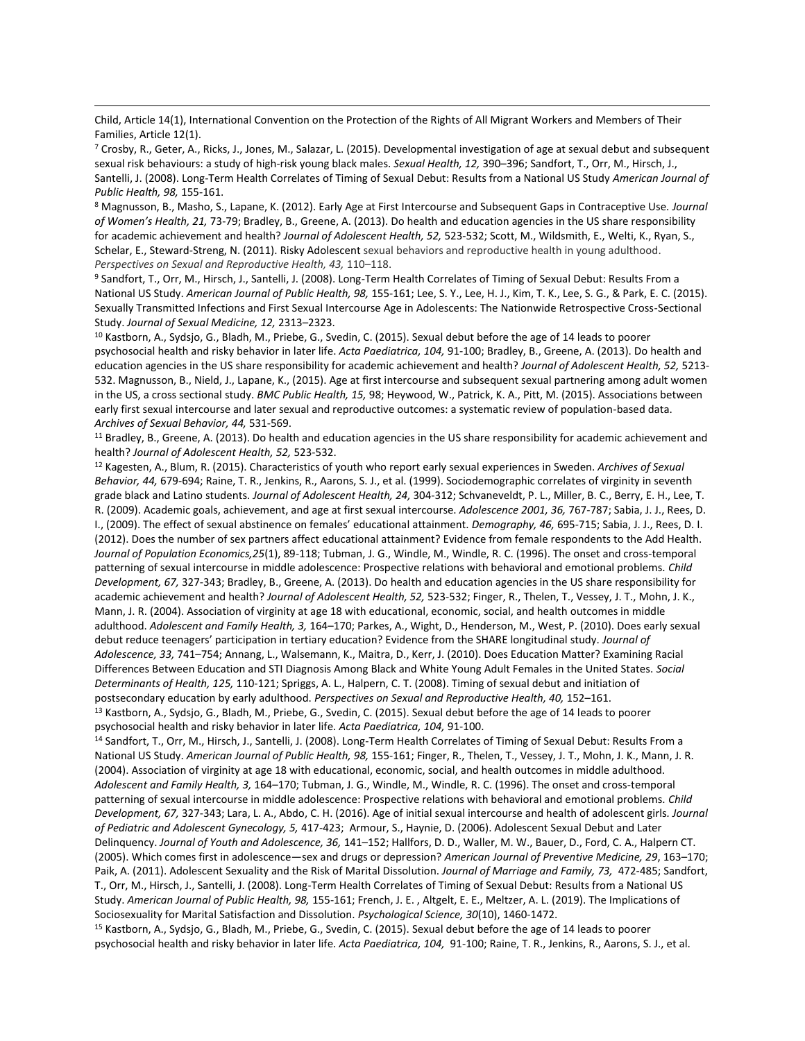Child, Article 14(1), International Convention on the Protection of the Rights of All Migrant Workers and Members of Their Families, Article 12(1).

[7] Crosby, R., Geter, A., Ricks, J., Jones, M., Salazar, L. (2015). Developmental investigation of age at sexual debut and subsequent sexual risk behaviours: a study of high-risk young black males. *Sexual Health, 12,* 390–396; Sandfort, T., Orr, M., Hirsch, J., Santelli, J. (2008). Long-Term Health Correlates of Timing of Sexual Debut: Results from a National US Study *American Journal of Public Health, 98,* 155-161.

[8] Magnusson, B., Masho, S., Lapane, K. (2012). Early Age at First Intercourse and Subsequent Gaps in Contraceptive Use. *Journal of Women's Health, 21,* 73-79; Bradley, B., Greene, A. (2013). Do health and education agencies in the US share responsibility for academic achievement and health? *Journal of Adolescent Health, 52,* 523-532; Scott, M., Wildsmith, E., Welti, K., Ryan, S., Schelar, E., Steward-Streng, N. (2011). Risky Adolescent sexual behaviors and reproductive health in young adulthood. *Perspectives on Sexual and Reproductive Health, 43,* 110–118.

[9] Sandfort, T., Orr, M., Hirsch, J., Santelli, J. (2008). Long-Term Health Correlates of Timing of Sexual Debut: Results From a National US Study. *American Journal of Public Health, 98,* 155-161; Lee, S. Y., Lee, H. J., Kim, T. K., Lee, S. G., & Park, E. C. (2015). Sexually Transmitted Infections and First Sexual Intercourse Age in Adolescents: The Nationwide Retrospective Cross-Sectional Study. *Journal of Sexual Medicine, 12,* 2313–2323.

[10] Kastborn, A., Sydsjo, G., Bladh, M., Priebe, G., Svedin, C. (2015). Sexual debut before the age of 14 leads to poorer psychosocial health and risky behavior in later life. *Acta Paediatrica, 104,* 91-100; Bradley, B., Greene, A. (2013). Do health and education agencies in the US share responsibility for academic achievement and health? *Journal of Adolescent Health, 52,* 5213-532. Magnusson, B., Nield, J., Lapane, K., (2015). Age at first intercourse and subsequent sexual partnering among adult women in the US, a cross sectional study. *BMC Public Health, 15,* 98; Heywood, W., Patrick, K. A., Pitt, M. (2015). Associations between early first sexual intercourse and later sexual and reproductive outcomes: a systematic review of population-based data. *Archives of Sexual Behavior, 44,* 531-569.

[11] Bradley, B., Greene, A. (2013). Do health and education agencies in the US share responsibility for academic achievement and health? *Journal of Adolescent Health, 52,* 523-532.

[12] Kagesten, A., Blum, R. (2015). Characteristics of youth who report early sexual experiences in Sweden. *Archives of Sexual Behavior, 44,* 679-694; Raine, T. R., Jenkins, R., Aarons, S. J., et al. (1999). Sociodemographic correlates of virginity in seventh grade black and Latino students. *Journal of Adolescent Health, 24,* 304-312; Schvaneveldt, P. L., Miller, B. C., Berry, E. H., Lee, T. R. (2009). Academic goals, achievement, and age at first sexual intercourse. *Adolescence 2001, 36,* 767-787; Sabia, J. J., Rees, D. I., (2009). The effect of sexual abstinence on females' educational attainment. *Demography, 46,* 695-715; Sabia, J. J., Rees, D. I. (2012). Does the number of sex partners affect educational attainment? Evidence from female respondents to the Add Health. *Journal of Population Economics,25*(1), 89-118; Tubman, J. G., Windle, M., Windle, R. C. (1996). The onset and cross-temporal patterning of sexual intercourse in middle adolescence: Prospective relations with behavioral and emotional problems. *Child Development, 67,* 327-343; Bradley, B., Greene, A. (2013). Do health and education agencies in the US share responsibility for academic achievement and health? *Journal of Adolescent Health, 52,* 523-532; Finger, R., Thelen, T., Vessey, J. T., Mohn, J. K., Mann, J. R. (2004). Association of virginity at age 18 with educational, economic, social, and health outcomes in middle adulthood. *Adolescent and Family Health, 3,* 164–170; Parkes, A., Wight, D., Henderson, M., West, P. (2010). Does early sexual debut reduce teenagers' participation in tertiary education? Evidence from the SHARE longitudinal study. *Journal of Adolescence, 33,* 741–754; Annang, L., Walsemann, K., Maitra, D., Kerr, J. (2010). Does Education Matter? Examining Racial Differences Between Education and STI Diagnosis Among Black and White Young Adult Females in the United States. *Social Determinants of Health, 125,* 110-121; Spriggs, A. L., Halpern, C. T. (2008). Timing of sexual debut and initiation of postsecondary education by early adulthood. *Perspectives on Sexual and Reproductive Health, 40,* 152–161.

[13] Kastborn, A., Sydsjo, G., Bladh, M., Priebe, G., Svedin, C. (2015). Sexual debut before the age of 14 leads to poorer psychosocial health and risky behavior in later life. *Acta Paediatrica, 104,* 91-100.

[14] Sandfort, T., Orr, M., Hirsch, J., Santelli, J. (2008). Long-Term Health Correlates of Timing of Sexual Debut: Results From a National US Study. *American Journal of Public Health, 98,* 155-161; Finger, R., Thelen, T., Vessey, J. T., Mohn, J. K., Mann, J. R. (2004). Association of virginity at age 18 with educational, economic, social, and health outcomes in middle adulthood. *Adolescent and Family Health, 3,* 164–170; Tubman, J. G., Windle, M., Windle, R. C. (1996). The onset and cross-temporal patterning of sexual intercourse in middle adolescence: Prospective relations with behavioral and emotional problems. *Child Development, 67,* 327-343; Lara, L. A., Abdo, C. H. (2016). Age of initial sexual intercourse and health of adolescent girls. *Journal of Pediatric and Adolescent Gynecology, 5,* 417-423; Armour, S., Haynie, D. (2006). Adolescent Sexual Debut and Later Delinquency. *Journal of Youth and Adolescence, 36,* 141–152; Hallfors, D. D., Waller, M. W., Bauer, D., Ford, C. A., Halpern CT. (2005). Which comes first in adolescence—sex and drugs or depression? *American Journal of Preventive Medicine, 29*, 163–170; Paik, A. (2011). Adolescent Sexuality and the Risk of Marital Dissolution. *Journal of Marriage and Family, 73,* 472-485; Sandfort, T., Orr, M., Hirsch, J., Santelli, J. (2008). Long-Term Health Correlates of Timing of Sexual Debut: Results from a National US Study. *American Journal of Public Health, 98,* 155-161; French, J. E. , Altgelt, E. E., Meltzer, A. L. (2019). The Implications of Sociosexuality for Marital Satisfaction and Dissolution. *Psychological Science, 30*(10), 1460-1472.

[15] Kastborn, A., Sydsjo, G., Bladh, M., Priebe, G., Svedin, C. (2015). Sexual debut before the age of 14 leads to poorer psychosocial health and risky behavior in later life. *Acta Paediatrica, 104,* 91-100; Raine, T. R., Jenkins, R., Aarons, S. J., et al.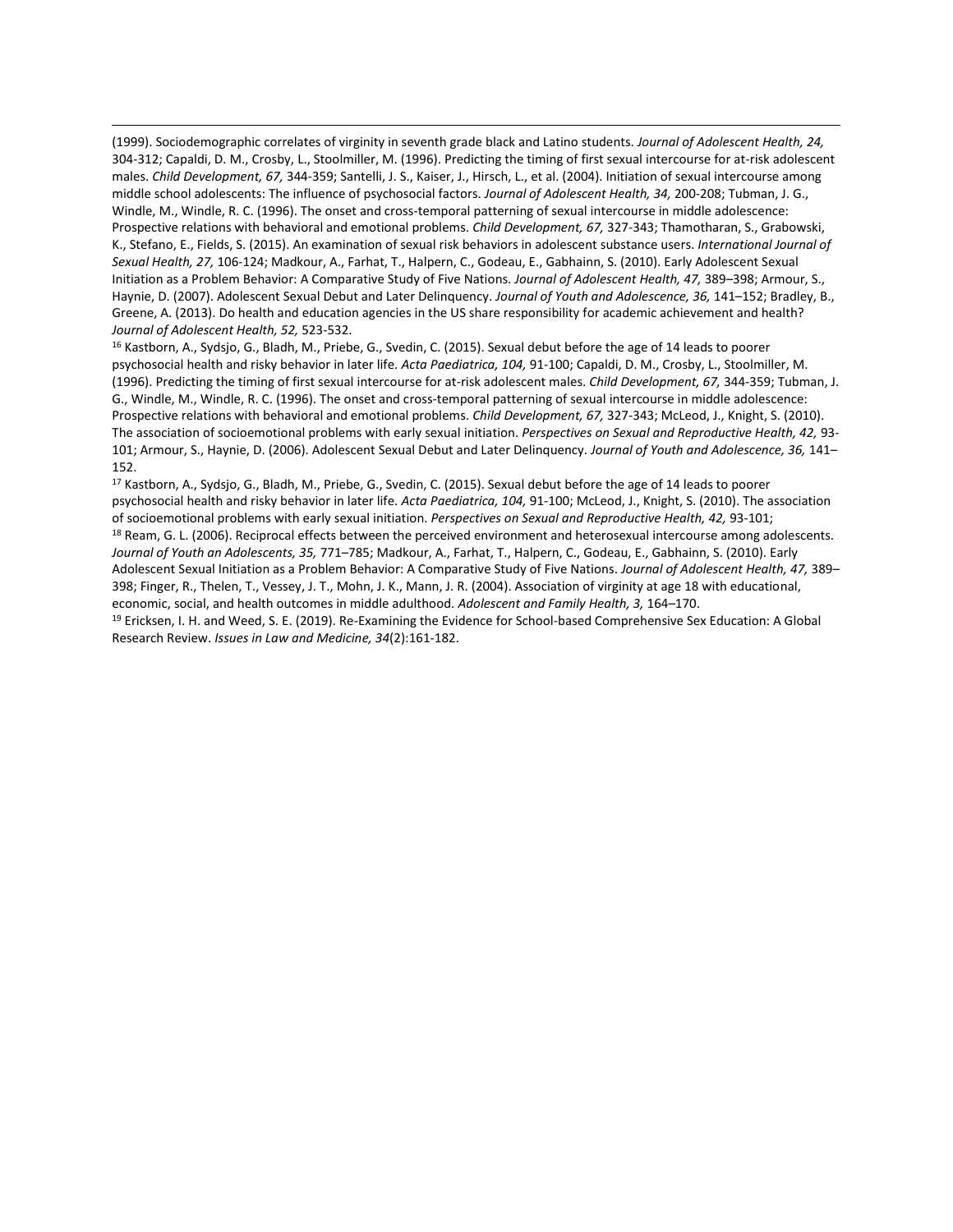(1999). Sociodemographic correlates of virginity in seventh grade black and Latino students. *Journal of Adolescent Health, 24,* 304-312; Capaldi, D. M., Crosby, L., Stoolmiller, M. (1996). Predicting the timing of first sexual intercourse for at-risk adolescent males. *Child Development, 67,* 344-359; Santelli, J. S., Kaiser, J., Hirsch, L., et al. (2004). Initiation of sexual intercourse among middle school adolescents: The influence of psychosocial factors. *Journal of Adolescent Health, 34,* 200-208; Tubman, J. G., Windle, M., Windle, R. C. (1996). The onset and cross-temporal patterning of sexual intercourse in middle adolescence: Prospective relations with behavioral and emotional problems. *Child Development, 67,* 327-343; Thamotharan, S., Grabowski, K., Stefano, E., Fields, S. (2015). An examination of sexual risk behaviors in adolescent substance users. *International Journal of Sexual Health, 27,* 106-124; Madkour, A., Farhat, T., Halpern, C., Godeau, E., Gabhainn, S. (2010). Early Adolescent Sexual Initiation as a Problem Behavior: A Comparative Study of Five Nations. *Journal of Adolescent Health, 47,* 389–398; Armour, S., Haynie, D. (2007). Adolescent Sexual Debut and Later Delinquency. *Journal of Youth and Adolescence, 36,* 141–152; Bradley, B., Greene, A. (2013). Do health and education agencies in the US share responsibility for academic achievement and health? *Journal of Adolescent Health, 52,* 523-532.

[16] Kastborn, A., Sydsjo, G., Bladh, M., Priebe, G., Svedin, C. (2015). Sexual debut before the age of 14 leads to poorer psychosocial health and risky behavior in later life. *Acta Paediatrica, 104,* 91-100; Capaldi, D. M., Crosby, L., Stoolmiller, M. (1996). Predicting the timing of first sexual intercourse for at-risk adolescent males. *Child Development, 67,* 344-359; Tubman, J. G., Windle, M., Windle, R. C. (1996). The onset and cross-temporal patterning of sexual intercourse in middle adolescence: Prospective relations with behavioral and emotional problems. *Child Development, 67,* 327-343; McLeod, J., Knight, S. (2010). The association of socioemotional problems with early sexual initiation. *Perspectives on Sexual and Reproductive Health, 42,* 93-101; Armour, S., Haynie, D. (2006). Adolescent Sexual Debut and Later Delinquency. *Journal of Youth and Adolescence, 36,* 141–152.

[17] Kastborn, A., Sydsjo, G., Bladh, M., Priebe, G., Svedin, C. (2015). Sexual debut before the age of 14 leads to poorer psychosocial health and risky behavior in later life. *Acta Paediatrica, 104,* 91-100; McLeod, J., Knight, S. (2010). The association of socioemotional problems with early sexual initiation. *Perspectives on Sexual and Reproductive Health, 42,* 93-101;

[18] Ream, G. L. (2006). Reciprocal effects between the perceived environment and heterosexual intercourse among adolescents. *Journal of Youth an Adolescents, 35,* 771–785; Madkour, A., Farhat, T., Halpern, C., Godeau, E., Gabhainn, S. (2010). Early Adolescent Sexual Initiation as a Problem Behavior: A Comparative Study of Five Nations. *Journal of Adolescent Health, 47,* 389–398; Finger, R., Thelen, T., Vessey, J. T., Mohn, J. K., Mann, J. R. (2004). Association of virginity at age 18 with educational, economic, social, and health outcomes in middle adulthood. *Adolescent and Family Health, 3,* 164–170.

[19] Ericksen, I. H. and Weed, S. E. (2019). Re-Examining the Evidence for School-based Comprehensive Sex Education: A Global Research Review. *Issues in Law and Medicine, 34*(2):161-182.